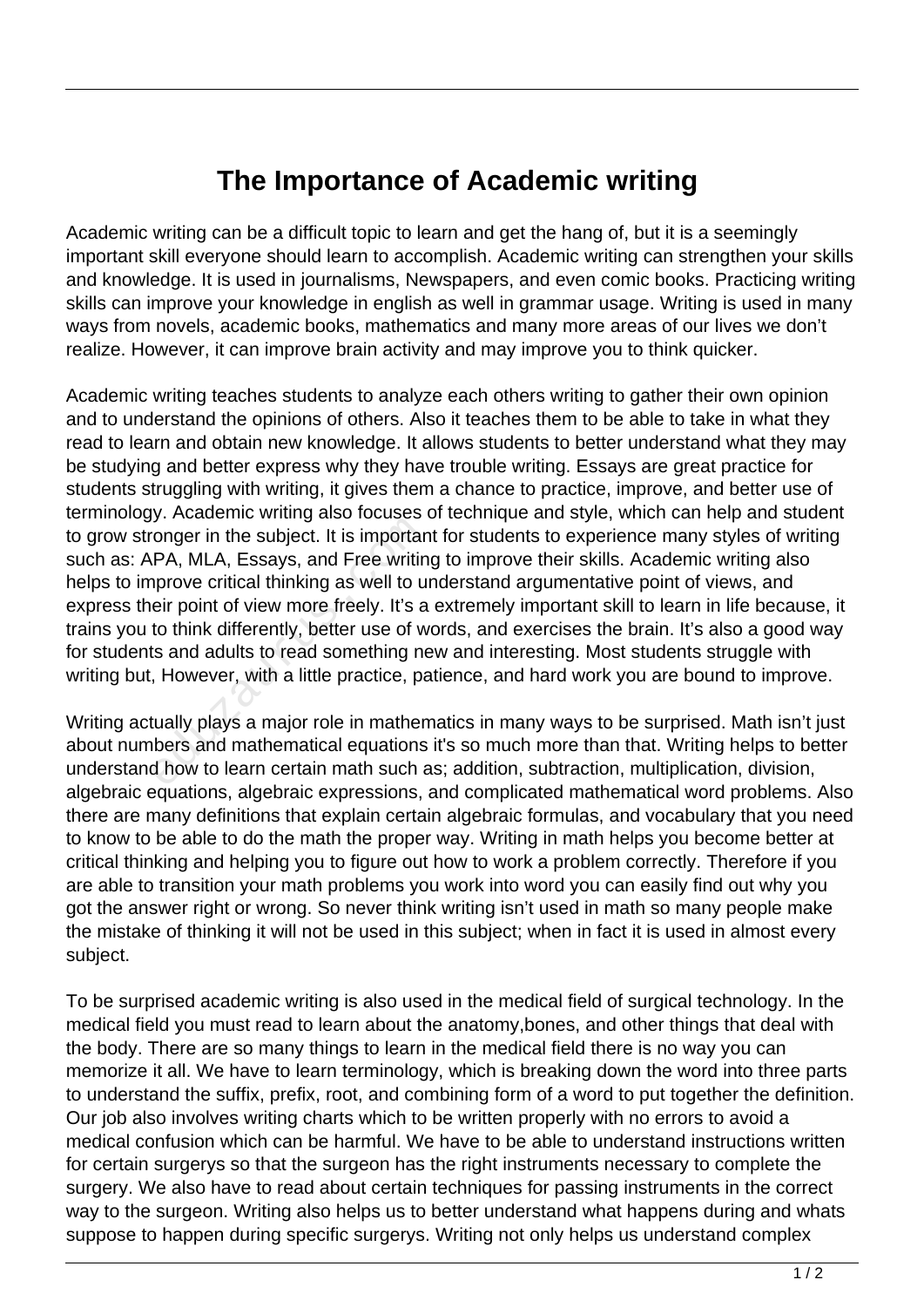# The Importance of Academic writing

Academic writing can be a difficult topic to learn and get the hang of, but it is a seemingly important skill everyone should learn to accomplish. Academic writing can strengthen your skills and knowledge. It is used in journalisms, Newspapers, and even comic books. Practicing writing skills can improve your knowledge in english as well in grammar usage. Writing is used in many ways from novels, academic books, mathematics and many more areas of our lives we don't realize. However, it can improve brain activity and may improve you to think quicker.

Academic writing teaches students to analyze each others writing to gather their own opinion and to understand the opinions of others. Also it teaches them to be able to take in what they read to learn and obtain new knowledge. It allows students to better understand what they may be studying and better express why they have trouble writing. Essays are great practice for students struggling with writing, it gives them a chance to practice, improve, and better use of terminology. Academic writing also focuses of technique and style, which can help and student to grow stronger in the subject. It is important for students to experience many styles of writing such as: APA, MLA, Essays, and Free writing to improve their skills. Academic writing also helps to improve critical thinking as well to understand argumentative point of views, and express their point of view more freely. It's a extremely important skill to learn in life because, it trains you to think differently, better use of words, and exercises the brain. It's also a good way for students and adults to read something new and interesting. Most students struggle with writing but, However, with a little practice, patience, and hard work you are bound to improve.

Writing actually plays a major role in mathematics in many ways to be surprised. Math isn't just about numbers and mathematical equations it's so much more than that. Writing helps to better understand how to learn certain math such as; addition, subtraction, multiplication, division, algebraic equations, algebraic expressions, and complicated mathematical word problems. Also there are many definitions that explain certain algebraic formulas, and vocabulary that you need to know to be able to do the math the proper way. Writing in math helps you become better at critical thinking and helping you to figure out how to work a problem correctly. Therefore if you are able to transition your math problems you work into word you can easily find out why you got the answer right or wrong. So never think writing isn't used in math so many people make the mistake of thinking it will not be used in this subject; when in fact it is used in almost every subject.

To be surprised academic writing is also used in the medical field of surgical technology. In the medical field you must read to learn about the anatomy,bones, and other things that deal with the body. There are so many things to learn in the medical field there is no way you can memorize it all. We have to learn terminology, which is breaking down the word into three parts to understand the suffix, prefix, root, and combining form of a word to put together the definition. Our job also involves writing charts which to be written properly with no errors to avoid a medical confusion which can be harmful. We have to be able to understand instructions written for certain surgerys so that the surgeon has the right instruments necessary to complete the surgery. We also have to read about certain techniques for passing instruments in the correct way to the surgeon. Writing also helps us to better understand what happens during and whats suppose to happen during specific surgerys. Writing not only helps us understand complex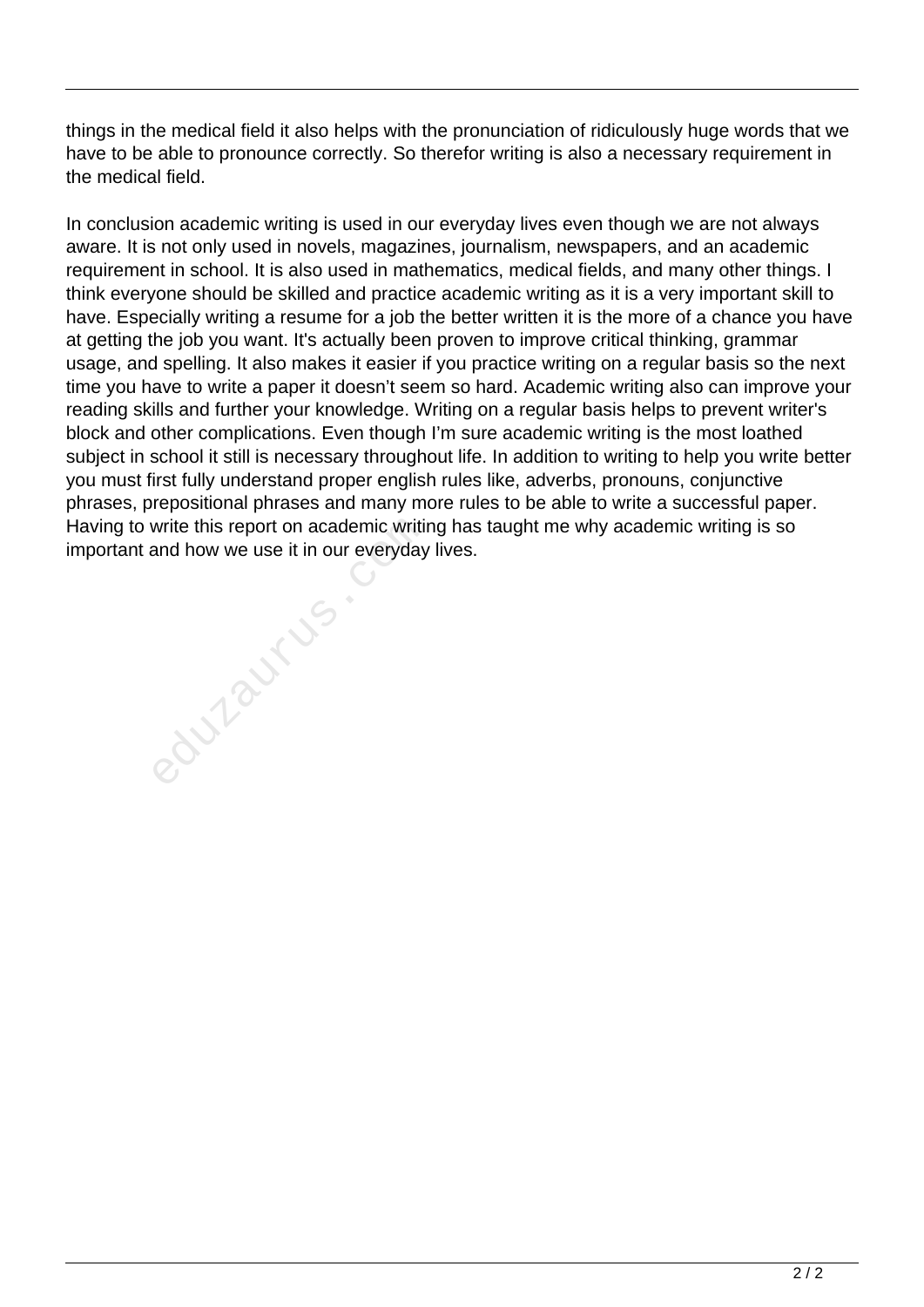things in the medical field it also helps with the pronunciation of ridiculously huge words that we have to be able to pronounce correctly. So therefor writing is also a necessary requirement in the medical field.

In conclusion academic writing is used in our everyday lives even though we are not always aware. It is not only used in novels, magazines, journalism, newspapers, and an academic requirement in school. It is also used in mathematics, medical fields, and many other things. I think everyone should be skilled and practice academic writing as it is a very important skill to have. Especially writing a resume for a job the better written it is the more of a chance you have at getting the job you want. It's actually been proven to improve critical thinking, grammar usage, and spelling. It also makes it easier if you practice writing on a regular basis so the next time you have to write a paper it doesn't seem so hard. Academic writing also can improve your reading skills and further your knowledge. Writing on a regular basis helps to prevent writer's block and other complications. Even though I'm sure academic writing is the most loathed subject in school it still is necessary throughout life. In addition to writing to help you write better you must first fully understand proper english rules like, adverbs, pronouns, conjunctive phrases, prepositional phrases and many more rules to be able to write a successful paper. Having to write this report on academic writing has taught me why academic writing is so important and how we use it in our everyday lives.